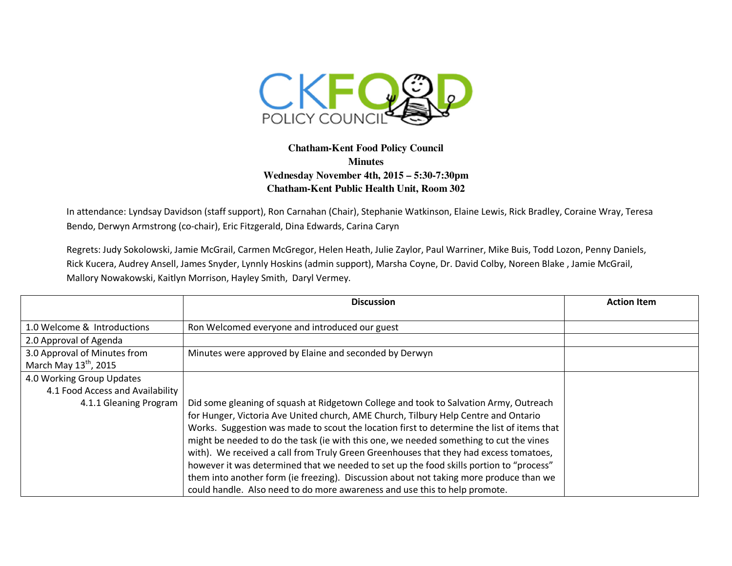CKFOOD POLICY COUNCIL

**Chatham-Kent Food Policy Council**
**Minutes**
**Wednesday November 4th, 2015 – 5:30-7:30pm**
**Chatham-Kent Public Health Unit, Room 302**

In attendance: Lyndsay Davidson (staff support), Ron Carnahan (Chair), Stephanie Watkinson, Elaine Lewis, Rick Bradley, Coraine Wray, Teresa Bendo, Derwyn Armstrong (co-chair), Eric Fitzgerald, Dina Edwards, Carina Caryn

Regrets: Judy Sokolowski, Jamie McGrail, Carmen McGregor, Helen Heath, Julie Zaylor, Paul Warriner, Mike Buis, Todd Lozon, Penny Daniels, Rick Kucera, Audrey Ansell, James Snyder, Lynnly Hoskins (admin support), Marsha Coyne, Dr. David Colby, Noreen Blake , Jamie McGrail, Mallory Nowakowski, Kaitlyn Morrison, Hayley Smith, Daryl Vermey.

| | Discussion | Action Item |
|---|---|---|
| 1.0 Welcome & Introductions | Ron Welcomed everyone and introduced our guest | |
| 2.0 Approval of Agenda | | |
| 3.0 Approval of Minutes from March May 13th, 2015 | Minutes were approved by Elaine and seconded by Derwyn | |
| 4.0 Working Group Updates<br>4.1 Food Access and Availability<br>4.1.1 Gleaning Program | Did some gleaning of squash at Ridgetown College and took to Salvation Army, Outreach for Hunger, Victoria Ave United church, AME Church, Tilbury Help Centre and Ontario Works. Suggestion was made to scout the location first to determine the list of items that might be needed to do the task (ie with this one, we needed something to cut the vines with). We received a call from Truly Green Greenhouses that they had excess tomatoes, however it was determined that we needed to set up the food skills portion to "process" them into another form (ie freezing). Discussion about not taking more produce than we could handle. Also need to do more awareness and use this to help promote. | |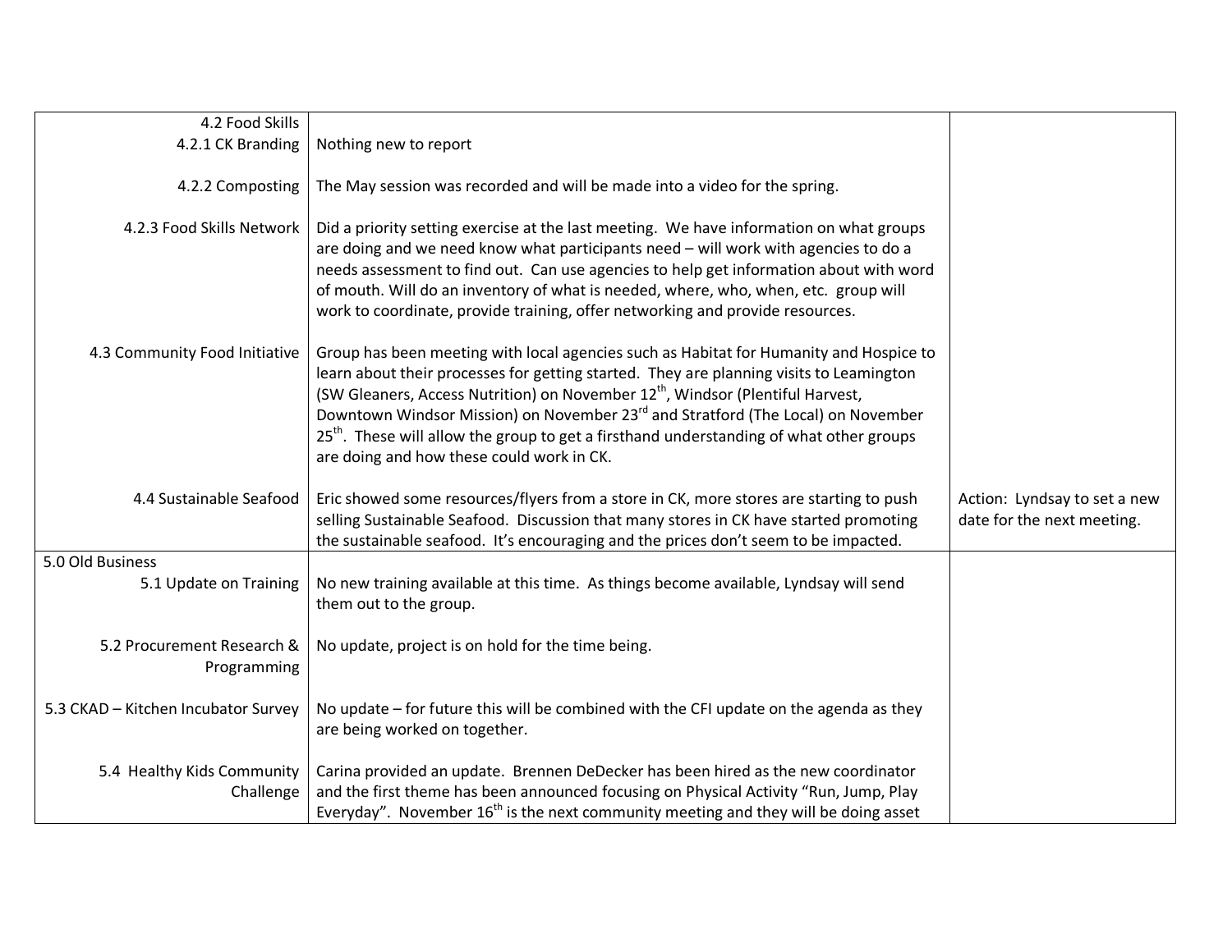| | | |
|---|---|---|
| 4.2 Food Skills<br>4.2.1 CK Branding | Nothing new to report | |
| 4.2.2 Composting | The May session was recorded and will be made into a video for the spring. | |
| 4.2.3 Food Skills Network | Did a priority setting exercise at the last meeting. We have information on what groups are doing and we need know what participants need – will work with agencies to do a needs assessment to find out. Can use agencies to help get information about with word of mouth. Will do an inventory of what is needed, where, who, when, etc. group will work to coordinate, provide training, offer networking and provide resources. | |
| 4.3 Community Food Initiative | Group has been meeting with local agencies such as Habitat for Humanity and Hospice to learn about their processes for getting started. They are planning visits to Leamington (SW Gleaners, Access Nutrition) on November 12th, Windsor (Plentiful Harvest, Downtown Windsor Mission) on November 23rd and Stratford (The Local) on November 25th. These will allow the group to get a firsthand understanding of what other groups are doing and how these could work in CK. | |
| 4.4 Sustainable Seafood | Eric showed some resources/flyers from a store in CK, more stores are starting to push selling Sustainable Seafood. Discussion that many stores in CK have started promoting the sustainable seafood. It's encouraging and the prices don't seem to be impacted. | Action: Lyndsay to set a new date for the next meeting. |
| 5.0 Old Business<br>5.1 Update on Training | No new training available at this time. As things become available, Lyndsay will send them out to the group. | |
| 5.2 Procurement Research & Programming | No update, project is on hold for the time being. | |
| 5.3 CKAD – Kitchen Incubator Survey | No update – for future this will be combined with the CFI update on the agenda as they are being worked on together. | |
| 5.4 Healthy Kids Community Challenge | Carina provided an update. Brennen DeDecker has been hired as the new coordinator and the first theme has been announced focusing on Physical Activity "Run, Jump, Play Everyday". November 16th is the next community meeting and they will be doing asset | |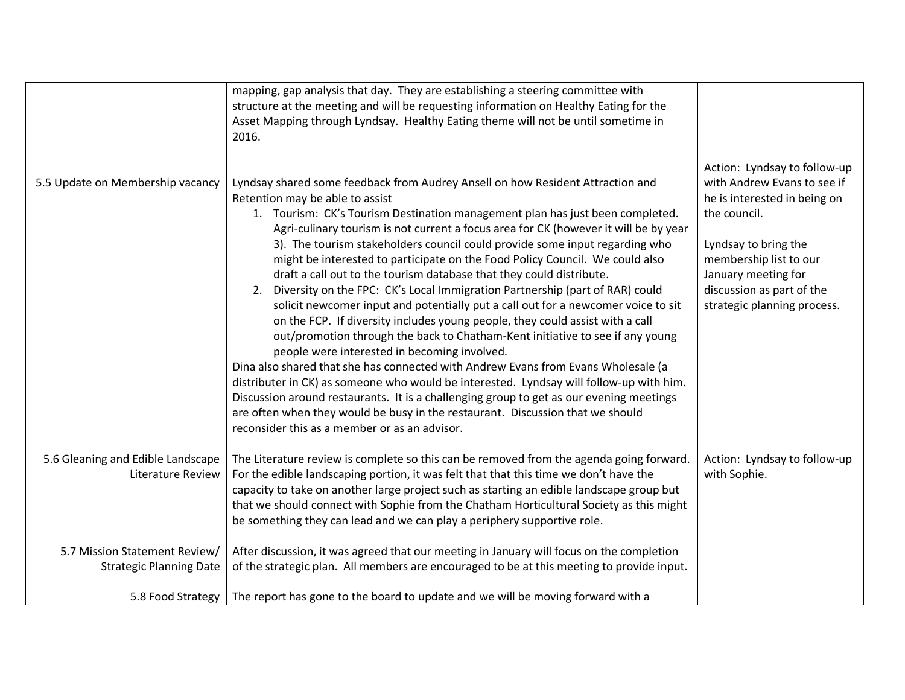| | | |
|---|---|---|
| | mapping, gap analysis that day. They are establishing a steering committee with structure at the meeting and will be requesting information on Healthy Eating for the Asset Mapping through Lyndsay. Healthy Eating theme will not be until sometime in 2016. | |
| 5.5 Update on Membership vacancy | Lyndsay shared some feedback from Audrey Ansell on how Resident Attraction and Retention may be able to assist<br>1. Tourism: CK's Tourism Destination management plan has just been completed. Agri-culinary tourism is not current a focus area for CK (however it will be by year 3). The tourism stakeholders council could provide some input regarding who might be interested to participate on the Food Policy Council. We could also draft a call out to the tourism database that they could distribute.<br>2. Diversity on the FPC: CK's Local Immigration Partnership (part of RAR) could solicit newcomer input and potentially put a call out for a newcomer voice to sit on the FCP. If diversity includes young people, they could assist with a call out/promotion through the back to Chatham-Kent initiative to see if any young people were interested in becoming involved.<br>Dina also shared that she has connected with Andrew Evans from Evans Wholesale (a distributer in CK) as someone who would be interested. Lyndsay will follow-up with him. Discussion around restaurants. It is a challenging group to get as our evening meetings are often when they would be busy in the restaurant. Discussion that we should reconsider this as a member or as an advisor. | Action: Lyndsay to follow-up with Andrew Evans to see if he is interested in being on the council.<br><br>Lyndsay to bring the membership list to our January meeting for discussion as part of the strategic planning process. |
| 5.6 Gleaning and Edible Landscape Literature Review | The Literature review is complete so this can be removed from the agenda going forward. For the edible landscaping portion, it was felt that that this time we don't have the capacity to take on another large project such as starting an edible landscape group but that we should connect with Sophie from the Chatham Horticultural Society as this might be something they can lead and we can play a periphery supportive role. | Action: Lyndsay to follow-up with Sophie. |
| 5.7 Mission Statement Review/ Strategic Planning Date | After discussion, it was agreed that our meeting in January will focus on the completion of the strategic plan. All members are encouraged to be at this meeting to provide input. | |
| 5.8 Food Strategy | The report has gone to the board to update and we will be moving forward with a | |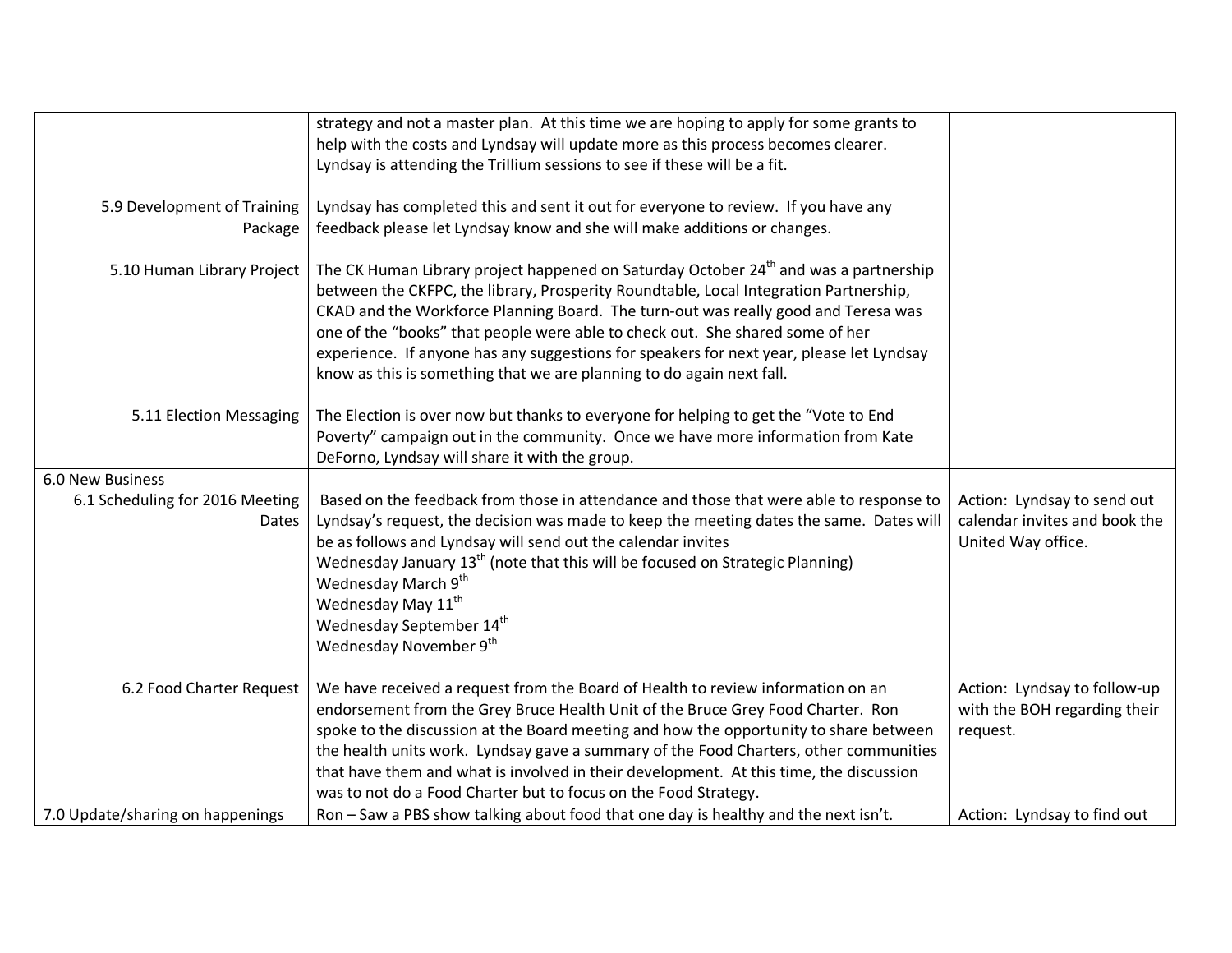| | | |
|---|---|---|
| | strategy and not a master plan. At this time we are hoping to apply for some grants to help with the costs and Lyndsay will update more as this process becomes clearer. Lyndsay is attending the Trillium sessions to see if these will be a fit. | |
| 5.9 Development of Training Package | Lyndsay has completed this and sent it out for everyone to review. If you have any feedback please let Lyndsay know and she will make additions or changes. | |
| 5.10 Human Library Project | The CK Human Library project happened on Saturday October 24th and was a partnership between the CKFPC, the library, Prosperity Roundtable, Local Integration Partnership, CKAD and the Workforce Planning Board. The turn-out was really good and Teresa was one of the "books" that people were able to check out. She shared some of her experience. If anyone has any suggestions for speakers for next year, please let Lyndsay know as this is something that we are planning to do again next fall. | |
| 5.11 Election Messaging | The Election is over now but thanks to everyone for helping to get the "Vote to End Poverty" campaign out in the community. Once we have more information from Kate DeForno, Lyndsay will share it with the group. | |
| 6.0 New Business<br>6.1 Scheduling for 2016 Meeting Dates | Based on the feedback from those in attendance and those that were able to response to Lyndsay's request, the decision was made to keep the meeting dates the same. Dates will be as follows and Lyndsay will send out the calendar invites<br>Wednesday January 13th (note that this will be focused on Strategic Planning)<br>Wednesday March 9th<br>Wednesday May 11th<br>Wednesday September 14th<br>Wednesday November 9th | Action: Lyndsay to send out calendar invites and book the United Way office. |
| 6.2 Food Charter Request | We have received a request from the Board of Health to review information on an endorsement from the Grey Bruce Health Unit of the Bruce Grey Food Charter. Ron spoke to the discussion at the Board meeting and how the opportunity to share between the health units work. Lyndsay gave a summary of the Food Charters, other communities that have them and what is involved in their development. At this time, the discussion was to not do a Food Charter but to focus on the Food Strategy. | Action: Lyndsay to follow-up with the BOH regarding their request. |
| 7.0 Update/sharing on happenings | Ron – Saw a PBS show talking about food that one day is healthy and the next isn't. | Action: Lyndsay to find out |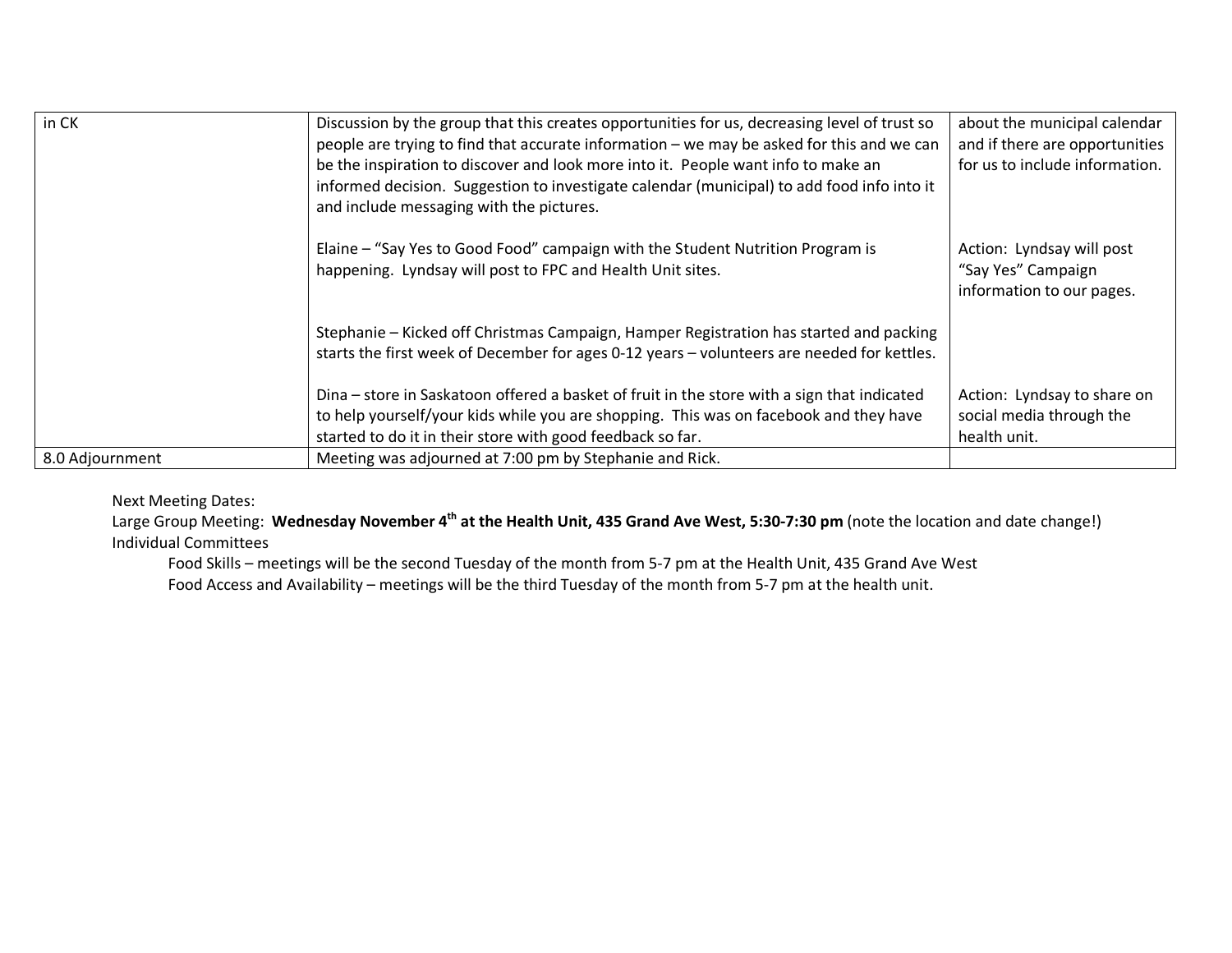| | | |
|---|---|---|
| in CK | Discussion by the group that this creates opportunities for us, decreasing level of trust so people are trying to find that accurate information – we may be asked for this and we can be the inspiration to discover and look more into it. People want info to make an informed decision. Suggestion to investigate calendar (municipal) to add food info into it and include messaging with the pictures.<br><br>Elaine – "Say Yes to Good Food" campaign with the Student Nutrition Program is happening. Lyndsay will post to FPC and Health Unit sites.<br><br>Stephanie – Kicked off Christmas Campaign, Hamper Registration has started and packing starts the first week of December for ages 0-12 years – volunteers are needed for kettles.<br><br>Dina – store in Saskatoon offered a basket of fruit in the store with a sign that indicated to help yourself/your kids while you are shopping. This was on facebook and they have started to do it in their store with good feedback so far. | about the municipal calendar and if there are opportunities for us to include information.<br><br>Action: Lyndsay will post "Say Yes" Campaign information to our pages.<br><br>Action: Lyndsay to share on social media through the health unit. |
| 8.0 Adjournment | Meeting was adjourned at 7:00 pm by Stephanie and Rick. | |

Next Meeting Dates:
Large Group Meeting: **Wednesday November 4th at the Health Unit, 435 Grand Ave West, 5:30-7:30 pm** (note the location and date change!)
Individual Committees

Food Skills – meetings will be the second Tuesday of the month from 5-7 pm at the Health Unit, 435 Grand Ave West
Food Access and Availability – meetings will be the third Tuesday of the month from 5-7 pm at the health unit.